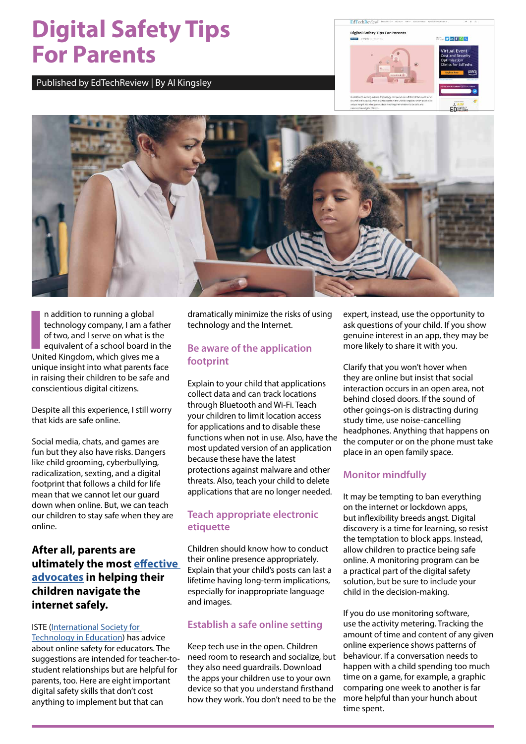# Digital Safety Tips For Parents

Published by EdTechReview | By Al Kingsley

In addition to running a global technology company, I am a father of two, and I serve on what is the equivalent of a school board in the United Kingdom, which gives me a unique insight into what parents face in raising their children to be safe and conscientious digital citizens.

Despite all this experience, I still worry that kids are safe online.

Social media, chats, and games are fun but they also have risks. Dangers like child grooming, cyberbullying, radicalization, sexting, and a digital footprint that follows a child for life mean that we cannot let our guard down when online. But, we can teach our children to stay safe when they are online.

**After all, parents are ultimately the most [effective advocates] in helping their children navigate the internet safely.**

ISTE ([International Society for Technology in Education]) has advice about online safety for educators. The suggestions are intended for teacher-to-student relationships but are helpful for parents, too. Here are eight important digital safety skills that don't cost anything to implement but that can dramatically minimize the risks of using technology and the Internet.

## Be aware of the application footprint

Explain to your child that applications collect data and can track locations through Bluetooth and Wi-Fi. Teach your children to limit location access for applications and to disable these functions when not in use. Also, have the most updated version of an application because these have the latest protections against malware and other threats. Also, teach your child to delete applications that are no longer needed.

## Teach appropriate electronic etiquette

Children should know how to conduct their online presence appropriately. Explain that your child's posts can last a lifetime having long-term implications, especially for inappropriate language and images.

## Establish a safe online setting

Keep tech use in the open. Children need room to research and socialize, but they also need guardrails. Download the apps your children use to your own device so that you understand firsthand how they work. You don't need to be the expert, instead, use the opportunity to ask questions of your child. If you show genuine interest in an app, they may be more likely to share it with you.

Clarify that you won't hover when they are online but insist that social interaction occurs in an open area, not behind closed doors. If the sound of other goings-on is distracting during study time, use noise-cancelling headphones. Anything that happens on the computer or on the phone must take place in an open family space.

## Monitor mindfully

It may be tempting to ban everything on the internet or lockdown apps, but inflexibility breeds angst. Digital discovery is a time for learning, so resist the temptation to block apps. Instead, allow children to practice being safe online. A monitoring program can be a practical part of the digital safety solution, but be sure to include your child in the decision-making.

If you do use monitoring software, use the activity metering. Tracking the amount of time and content of any given online experience shows patterns of behaviour. If a conversation needs to happen with a child spending too much time on a game, for example, a graphic comparing one week to another is far more helpful than your hunch about time spent.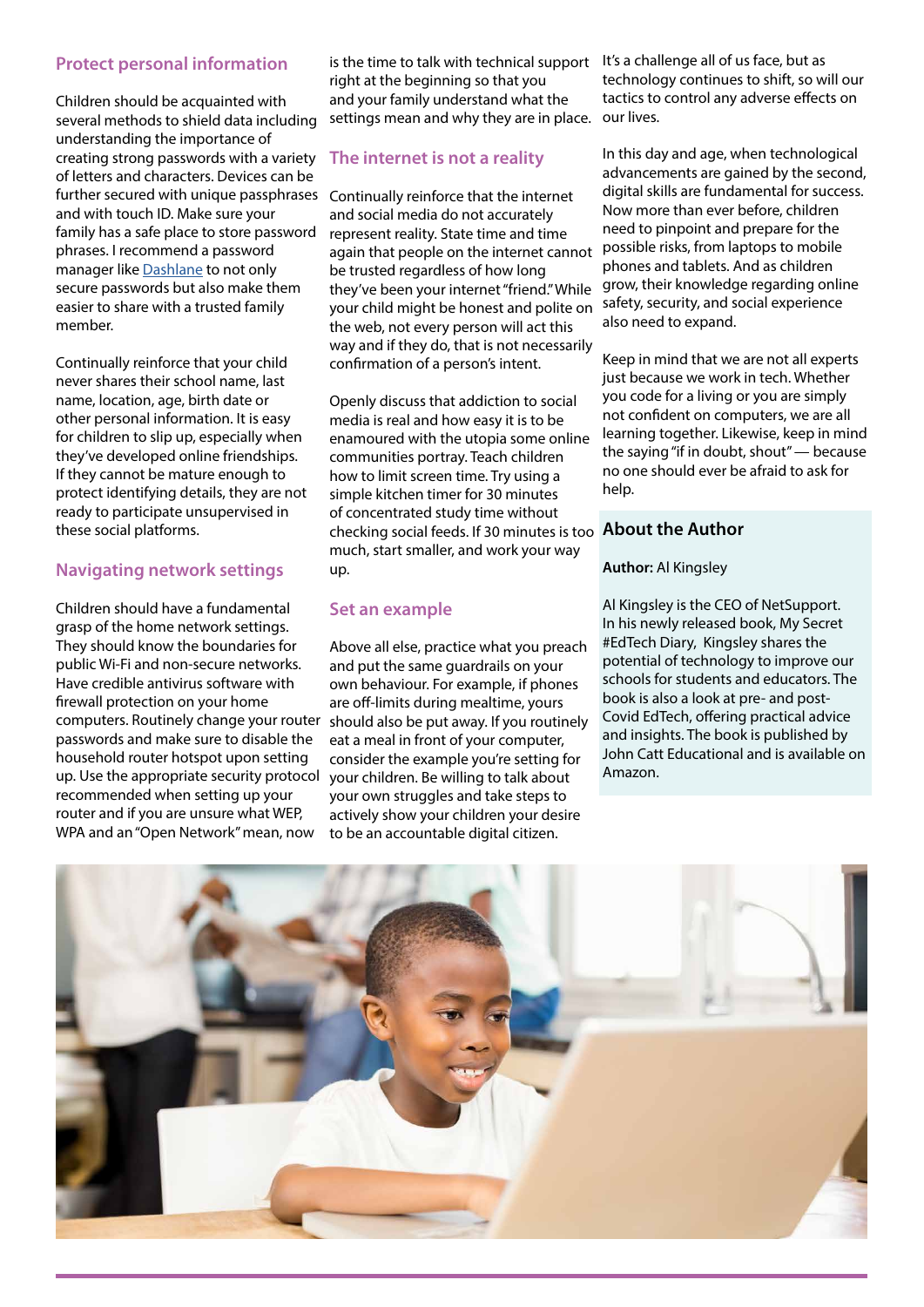## Protect personal information

Children should be acquainted with several methods to shield data including understanding the importance of creating strong passwords with a variety of letters and characters. Devices can be further secured with unique passphrases and with touch ID. Make sure your family has a safe place to store password phrases. I recommend a password manager like Dashlane to not only secure passwords but also make them easier to share with a trusted family member.

Continually reinforce that your child never shares their school name, last name, location, age, birth date or other personal information. It is easy for children to slip up, especially when they've developed online friendships. If they cannot be mature enough to protect identifying details, they are not ready to participate unsupervised in these social platforms.

## Navigating network settings

Children should have a fundamental grasp of the home network settings. They should know the boundaries for public Wi-Fi and non-secure networks. Have credible antivirus software with firewall protection on your home computers. Routinely change your router passwords and make sure to disable the household router hotspot upon setting up. Use the appropriate security protocol recommended when setting up your router and if you are unsure what WEP, WPA and an "Open Network" mean, now is the time to talk with technical support right at the beginning so that you and your family understand what the settings mean and why they are in place.

## The internet is not a reality

Continually reinforce that the internet and social media do not accurately represent reality. State time and time again that people on the internet cannot be trusted regardless of how long they've been your internet "friend." While your child might be honest and polite on the web, not every person will act this way and if they do, that is not necessarily confirmation of a person's intent.

Openly discuss that addiction to social media is real and how easy it is to be enamoured with the utopia some online communities portray. Teach children how to limit screen time. Try using a simple kitchen timer for 30 minutes of concentrated study time without checking social feeds. If 30 minutes is too much, start smaller, and work your way up.

## Set an example

Above all else, practice what you preach and put the same guardrails on your own behaviour. For example, if phones are off-limits during mealtime, yours should also be put away. If you routinely eat a meal in front of your computer, consider the example you're setting for your children. Be willing to talk about your own struggles and take steps to actively show your children your desire to be an accountable digital citizen.

It's a challenge all of us face, but as technology continues to shift, so will our tactics to control any adverse effects on our lives.

In this day and age, when technological advancements are gained by the second, digital skills are fundamental for success. Now more than ever before, children need to pinpoint and prepare for the possible risks, from laptops to mobile phones and tablets. And as children grow, their knowledge regarding online safety, security, and social experience also need to expand.

Keep in mind that we are not all experts just because we work in tech. Whether you code for a living or you are simply not confident on computers, we are all learning together. Likewise, keep in mind the saying "if in doubt, shout" — because no one should ever be afraid to ask for help.

## About the Author

**Author:** Al Kingsley

Al Kingsley is the CEO of NetSupport. In his newly released book, My Secret #EdTech Diary, Kingsley shares the potential of technology to improve our schools for students and educators. The book is also a look at pre- and post-Covid EdTech, offering practical advice and insights. The book is published by John Catt Educational and is available on Amazon.